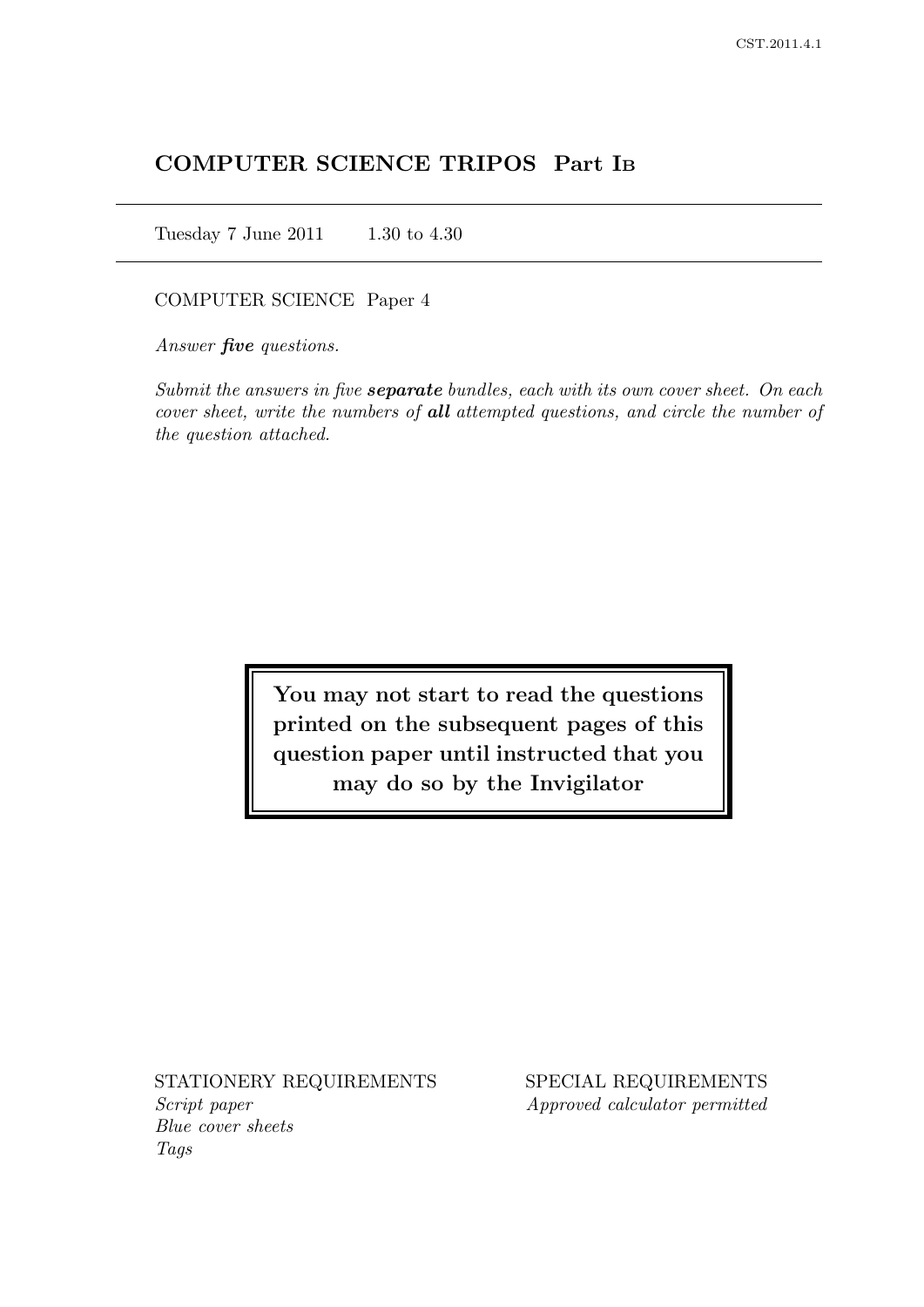# COMPUTER SCIENCE TRIPOS Part IB

Tuesday 7 June 2011    1.30 to 4.30

COMPUTER SCIENCE Paper 4

*Answer* ***five*** *questions.*

*Submit the answers in five* ***separate*** *bundles, each with its own cover sheet. On each cover sheet, write the numbers of* ***all*** *attempted questions, and circle the number of the question attached.*

**You may not start to read the questions printed on the subsequent pages of this question paper until instructed that you may do so by the Invigilator**

STATIONERY REQUIREMENTS

*Script paper*
*Blue cover sheets*
*Tags*

SPECIAL REQUIREMENTS

*Approved calculator permitted*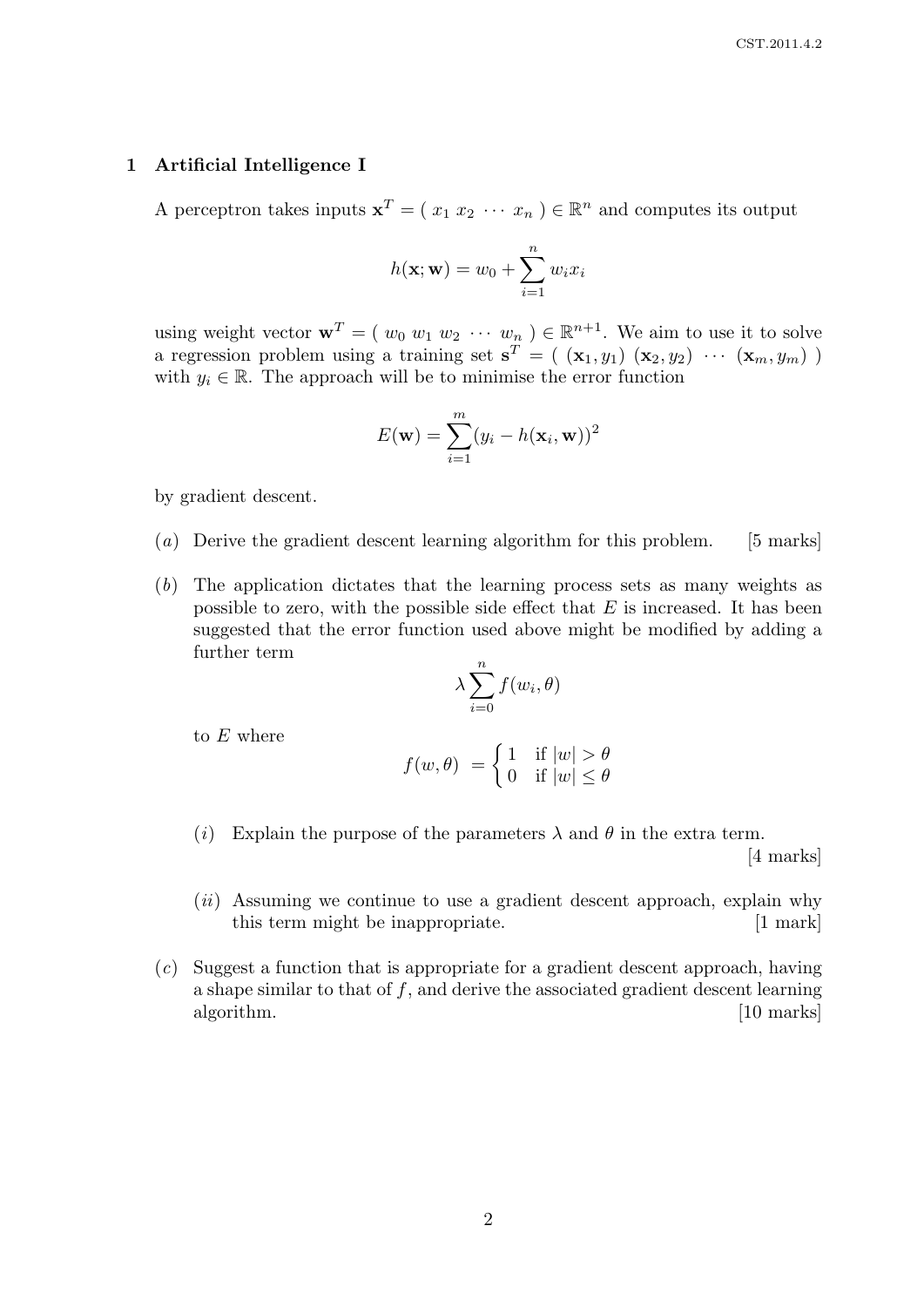## 1 Artificial Intelligence I

A perceptron takes inputs $\mathbf{x}^T = (\ x_1\ x_2\ \cdots\ x_n\ ) \in \mathbb{R}^n$ and computes its output

$$h(\mathbf{x}; \mathbf{w}) = w_0 + \sum_{i=1}^{n} w_i x_i$$

using weight vector $\mathbf{w}^T = (\ w_0\ w_1\ w_2\ \cdots\ w_n\ ) \in \mathbb{R}^{n+1}$. We aim to use it to solve a regression problem using a training set $\mathbf{s}^T = (\ (\mathbf{x}_1, y_1)\ (\mathbf{x}_2, y_2)\ \cdots\ (\mathbf{x}_m, y_m)\ )$ with $y_i \in \mathbb{R}$. The approach will be to minimise the error function

$$E(\mathbf{w}) = \sum_{i=1}^{m} (y_i - h(\mathbf{x}_i, \mathbf{w}))^2$$

by gradient descent.

(*a*) Derive the gradient descent learning algorithm for this problem. [5 marks]

(*b*) The application dictates that the learning process sets as many weights as possible to zero, with the possible side effect that $E$ is increased. It has been suggested that the error function used above might be modified by adding a further term

$$\lambda \sum_{i=0}^{n} f(w_i, \theta)$$

to $E$ where

$$f(w, \theta) = \begin{cases} 1 & \text{if } |w| > \theta \\ 0 & \text{if } |w| \leq \theta \end{cases}$$

(*i*) Explain the purpose of the parameters $\lambda$ and $\theta$ in the extra term. [4 marks]

(*ii*) Assuming we continue to use a gradient descent approach, explain why this term might be inappropriate. [1 mark]

(*c*) Suggest a function that is appropriate for a gradient descent approach, having a shape similar to that of $f$, and derive the associated gradient descent learning algorithm. [10 marks]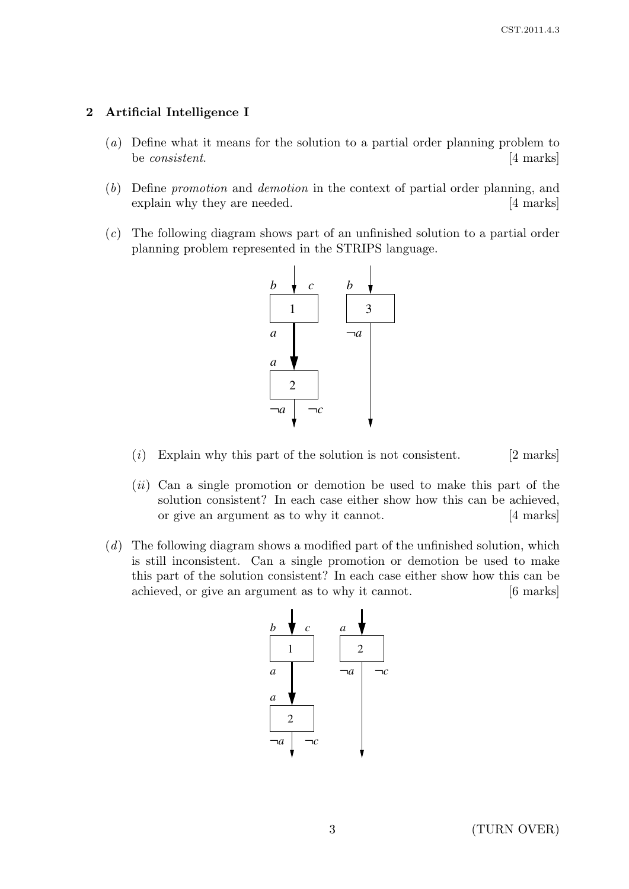## 2 Artificial Intelligence I

(*a*) Define what it means for the solution to a partial order planning problem to be *consistent*. [4 marks]

(*b*) Define *promotion* and *demotion* in the context of partial order planning, and explain why they are needed. [4 marks]

(*c*) The following diagram shows part of an unfinished solution to a partial order planning problem represented in the STRIPS language.

(*i*) Explain why this part of the solution is not consistent. [2 marks]

(*ii*) Can a single promotion or demotion be used to make this part of the solution consistent? In each case either show how this can be achieved, or give an argument as to why it cannot. [4 marks]

(*d*) The following diagram shows a modified part of the unfinished solution, which is still inconsistent. Can a single promotion or demotion be used to make this part of the solution consistent? In each case either show how this can be achieved, or give an argument as to why it cannot. [6 marks]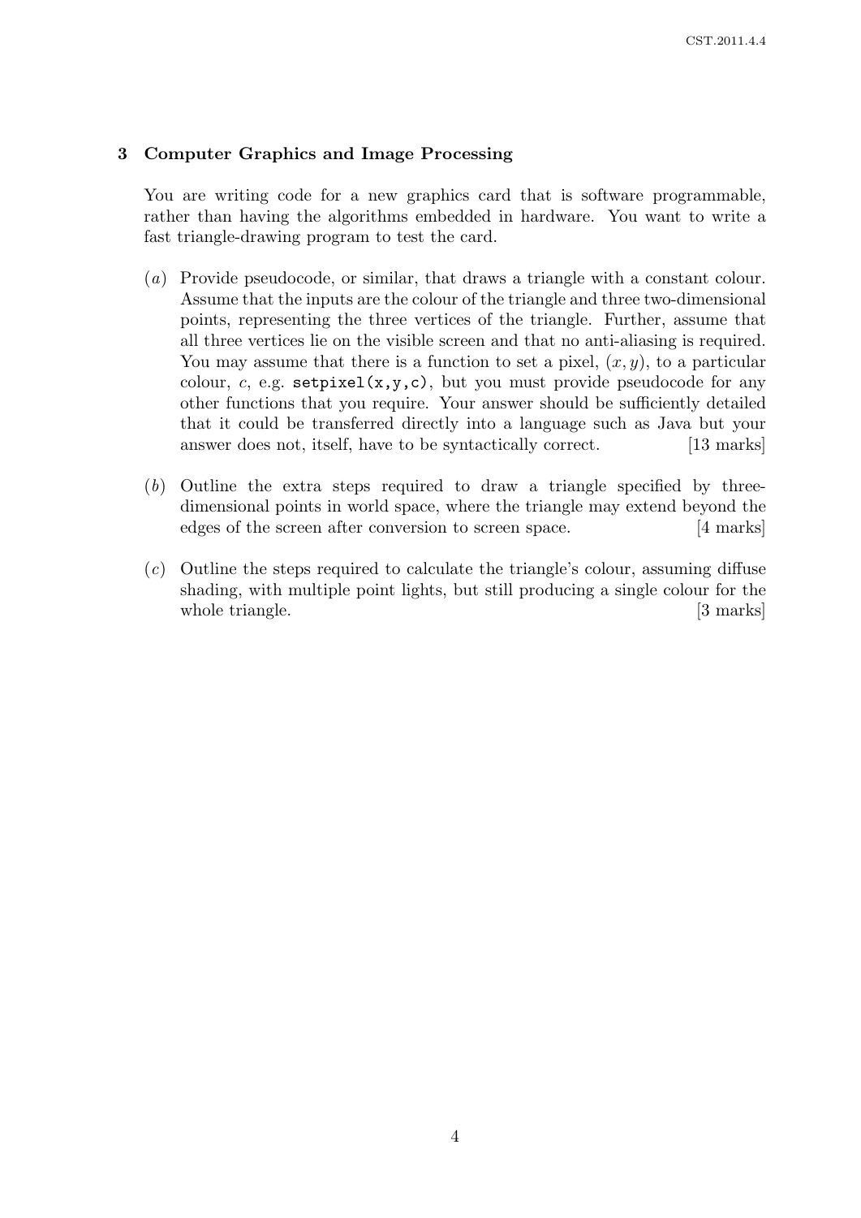## 3 Computer Graphics and Image Processing

You are writing code for a new graphics card that is software programmable, rather than having the algorithms embedded in hardware. You want to write a fast triangle-drawing program to test the card.

(*a*) Provide pseudocode, or similar, that draws a triangle with a constant colour. Assume that the inputs are the colour of the triangle and three two-dimensional points, representing the three vertices of the triangle. Further, assume that all three vertices lie on the visible screen and that no anti-aliasing is required. You may assume that there is a function to set a pixel, $(x, y)$, to a particular colour, $c$, e.g. `setpixel(x,y,c)`, but you must provide pseudocode for any other functions that you require. Your answer should be sufficiently detailed that it could be transferred directly into a language such as Java but your answer does not, itself, have to be syntactically correct. [13 marks]

(*b*) Outline the extra steps required to draw a triangle specified by three-dimensional points in world space, where the triangle may extend beyond the edges of the screen after conversion to screen space. [4 marks]

(*c*) Outline the steps required to calculate the triangle's colour, assuming diffuse shading, with multiple point lights, but still producing a single colour for the whole triangle. [3 marks]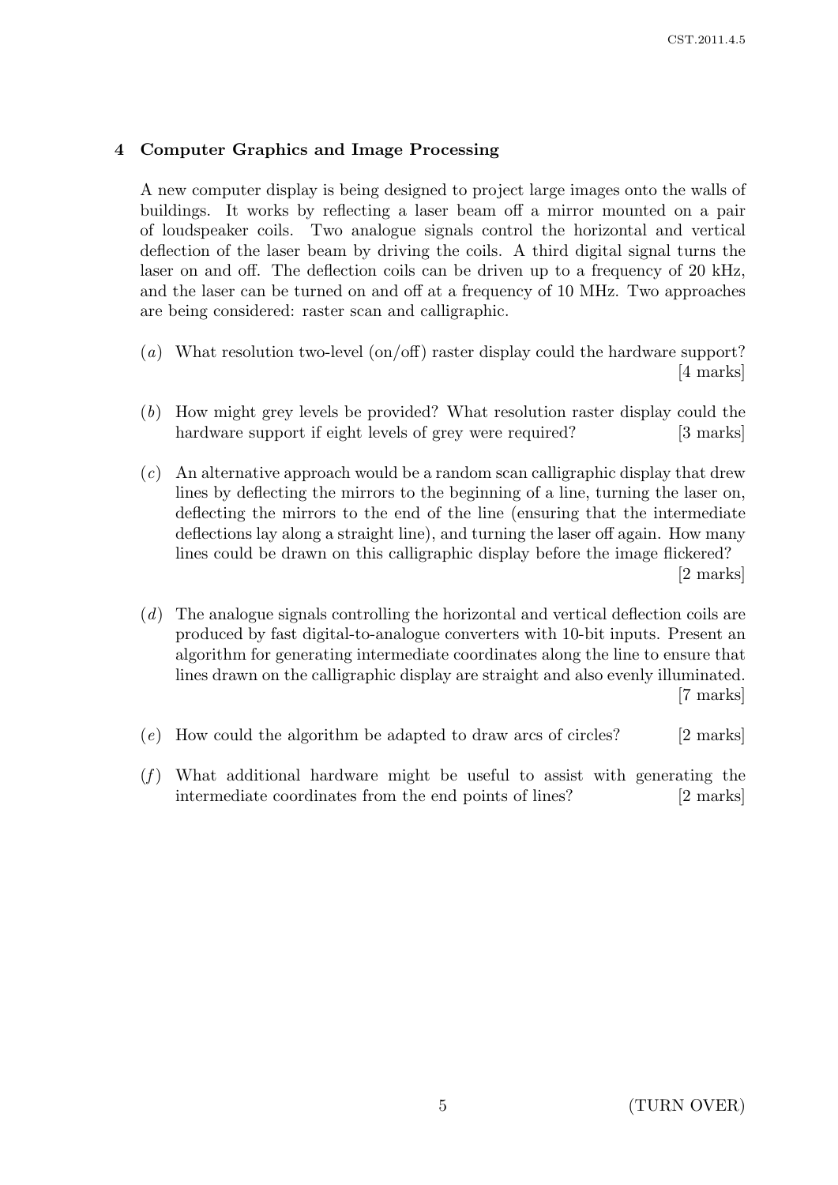## 4 Computer Graphics and Image Processing

A new computer display is being designed to project large images onto the walls of buildings. It works by reflecting a laser beam off a mirror mounted on a pair of loudspeaker coils. Two analogue signals control the horizontal and vertical deflection of the laser beam by driving the coils. A third digital signal turns the laser on and off. The deflection coils can be driven up to a frequency of 20 kHz, and the laser can be turned on and off at a frequency of 10 MHz. Two approaches are being considered: raster scan and calligraphic.

(*a*) What resolution two-level (on/off) raster display could the hardware support? [4 marks]

(*b*) How might grey levels be provided? What resolution raster display could the hardware support if eight levels of grey were required? [3 marks]

(*c*) An alternative approach would be a random scan calligraphic display that drew lines by deflecting the mirrors to the beginning of a line, turning the laser on, deflecting the mirrors to the end of the line (ensuring that the intermediate deflections lay along a straight line), and turning the laser off again. How many lines could be drawn on this calligraphic display before the image flickered? [2 marks]

(*d*) The analogue signals controlling the horizontal and vertical deflection coils are produced by fast digital-to-analogue converters with 10-bit inputs. Present an algorithm for generating intermediate coordinates along the line to ensure that lines drawn on the calligraphic display are straight and also evenly illuminated. [7 marks]

(*e*) How could the algorithm be adapted to draw arcs of circles? [2 marks]

(*f*) What additional hardware might be useful to assist with generating the intermediate coordinates from the end points of lines? [2 marks]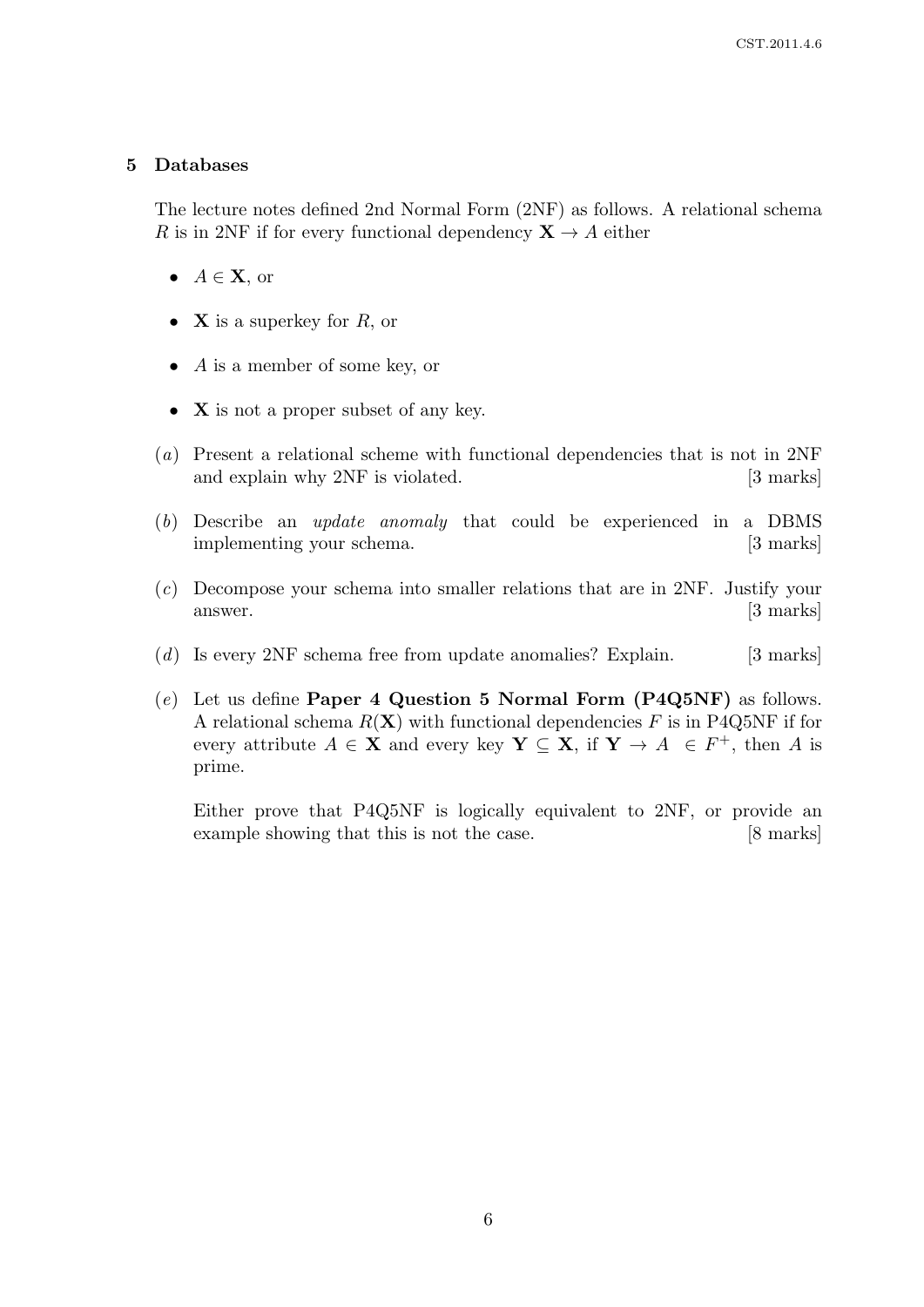## 5 Databases

The lecture notes defined 2nd Normal Form (2NF) as follows. A relational schema $R$ is in 2NF if for every functional dependency $\mathbf{X} \to A$ either

- $A \in \mathbf{X}$, or
- $\mathbf{X}$ is a superkey for $R$, or
- $A$ is a member of some key, or
- $\mathbf{X}$ is not a proper subset of any key.

(*a*) Present a relational scheme with functional dependencies that is not in 2NF and explain why 2NF is violated. [3 marks]

(*b*) Describe an *update anomaly* that could be experienced in a DBMS implementing your schema. [3 marks]

(*c*) Decompose your schema into smaller relations that are in 2NF. Justify your answer. [3 marks]

(*d*) Is every 2NF schema free from update anomalies? Explain. [3 marks]

(*e*) Let us define **Paper 4 Question 5 Normal Form (P4Q5NF)** as follows. A relational schema $R(\mathbf{X})$ with functional dependencies $F$ is in P4Q5NF if for every attribute $A \in \mathbf{X}$ and every key $\mathbf{Y} \subseteq \mathbf{X}$, if $\mathbf{Y} \to A \in F^+$, then $A$ is prime.

Either prove that P4Q5NF is logically equivalent to 2NF, or provide an example showing that this is not the case. [8 marks]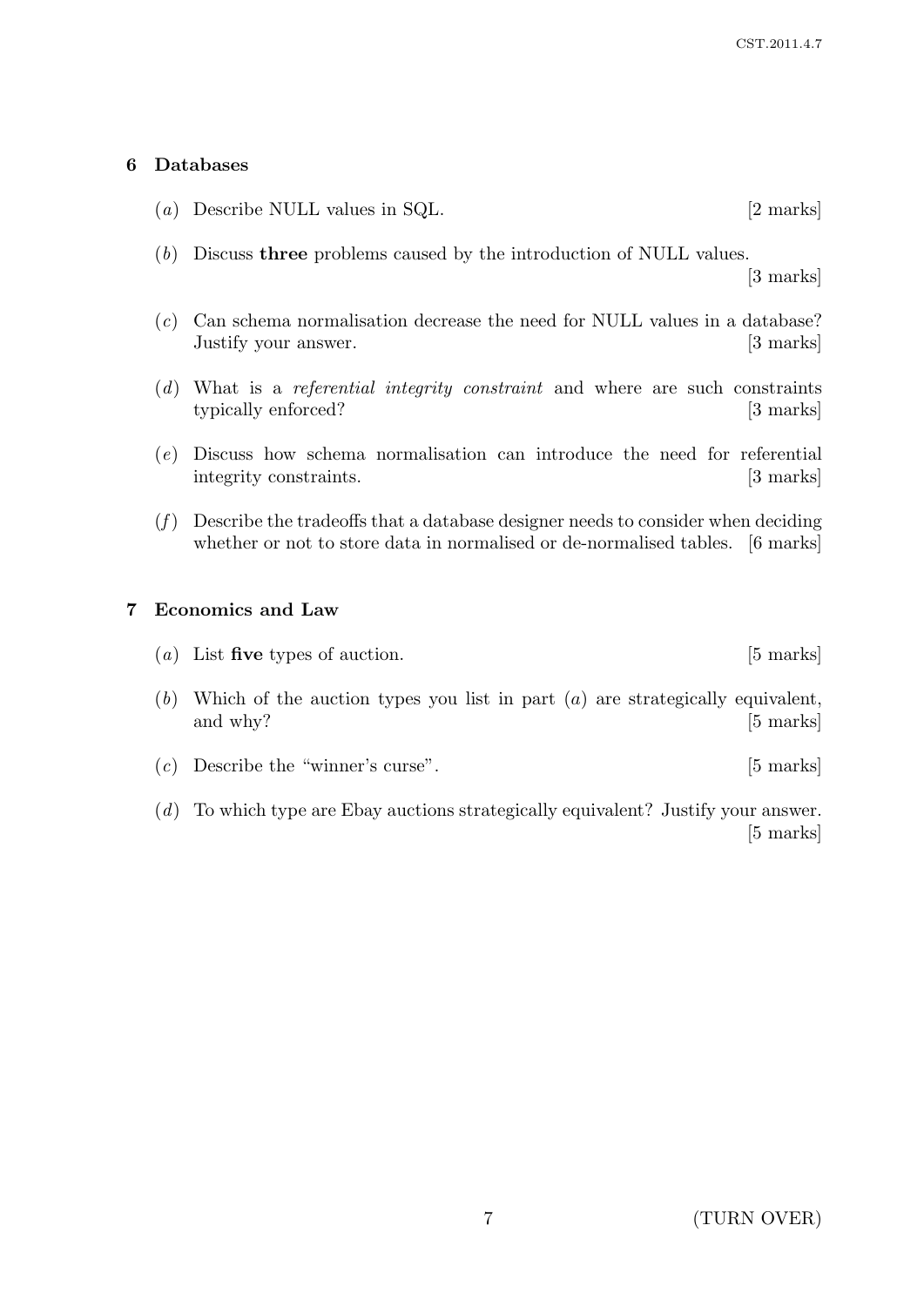## 6 Databases

(*a*) Describe NULL values in SQL. [2 marks]

(*b*) Discuss **three** problems caused by the introduction of NULL values. [3 marks]

(*c*) Can schema normalisation decrease the need for NULL values in a database? Justify your answer. [3 marks]

(*d*) What is a *referential integrity constraint* and where are such constraints typically enforced? [3 marks]

(*e*) Discuss how schema normalisation can introduce the need for referential integrity constraints. [3 marks]

(*f*) Describe the tradeoffs that a database designer needs to consider when deciding whether or not to store data in normalised or de-normalised tables. [6 marks]

## 7 Economics and Law

(*a*) List **five** types of auction. [5 marks]

(*b*) Which of the auction types you list in part (*a*) are strategically equivalent, and why? [5 marks]

(*c*) Describe the "winner's curse". [5 marks]

(*d*) To which type are Ebay auctions strategically equivalent? Justify your answer. [5 marks]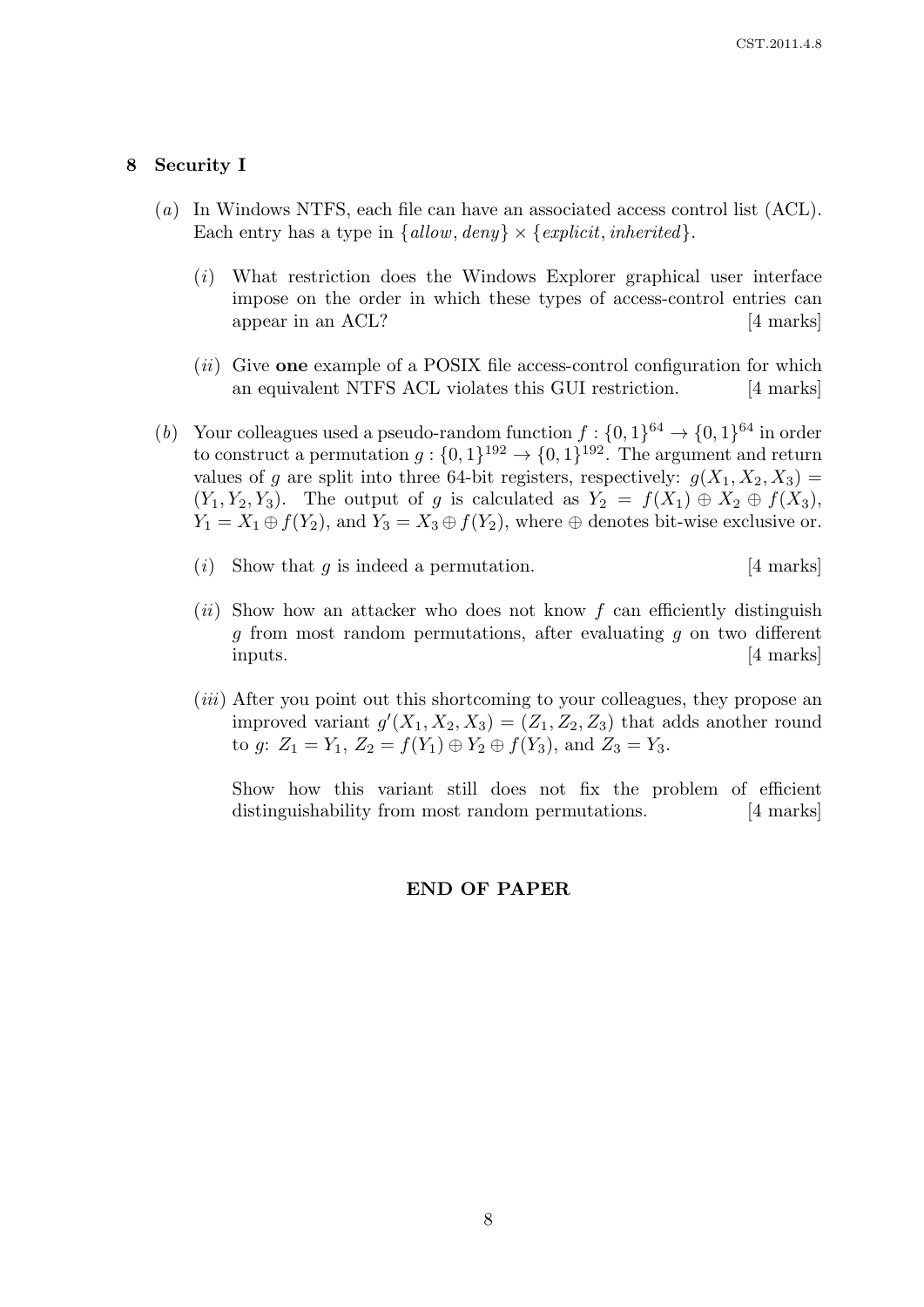## 8 Security I

(*a*) In Windows NTFS, each file can have an associated access control list (ACL). Each entry has a type in $\{allow, deny\} \times \{explicit, inherited\}$.

(*i*) What restriction does the Windows Explorer graphical user interface impose on the order in which these types of access-control entries can appear in an ACL? [4 marks]

(*ii*) Give **one** example of a POSIX file access-control configuration for which an equivalent NTFS ACL violates this GUI restriction. [4 marks]

(*b*) Your colleagues used a pseudo-random function $f : \{0, 1\}^{64} \to \{0, 1\}^{64}$ in order to construct a permutation $g : \{0, 1\}^{192} \to \{0, 1\}^{192}$. The argument and return values of $g$ are split into three 64-bit registers, respectively: $g(X_1, X_2, X_3) = (Y_1, Y_2, Y_3)$. The output of $g$ is calculated as $Y_2 = f(X_1) \oplus X_2 \oplus f(X_3)$, $Y_1 = X_1 \oplus f(Y_2)$, and $Y_3 = X_3 \oplus f(Y_2)$, where $\oplus$ denotes bit-wise exclusive or.

(*i*) Show that $g$ is indeed a permutation. [4 marks]

(*ii*) Show how an attacker who does not know $f$ can efficiently distinguish $g$ from most random permutations, after evaluating $g$ on two different inputs. [4 marks]

(*iii*) After you point out this shortcoming to your colleagues, they propose an improved variant $g'(X_1, X_2, X_3) = (Z_1, Z_2, Z_3)$ that adds another round to $g$: $Z_1 = Y_1$, $Z_2 = f(Y_1) \oplus Y_2 \oplus f(Y_3)$, and $Z_3 = Y_3$.

Show how this variant still does not fix the problem of efficient distinguishability from most random permutations. [4 marks]

**END OF PAPER**